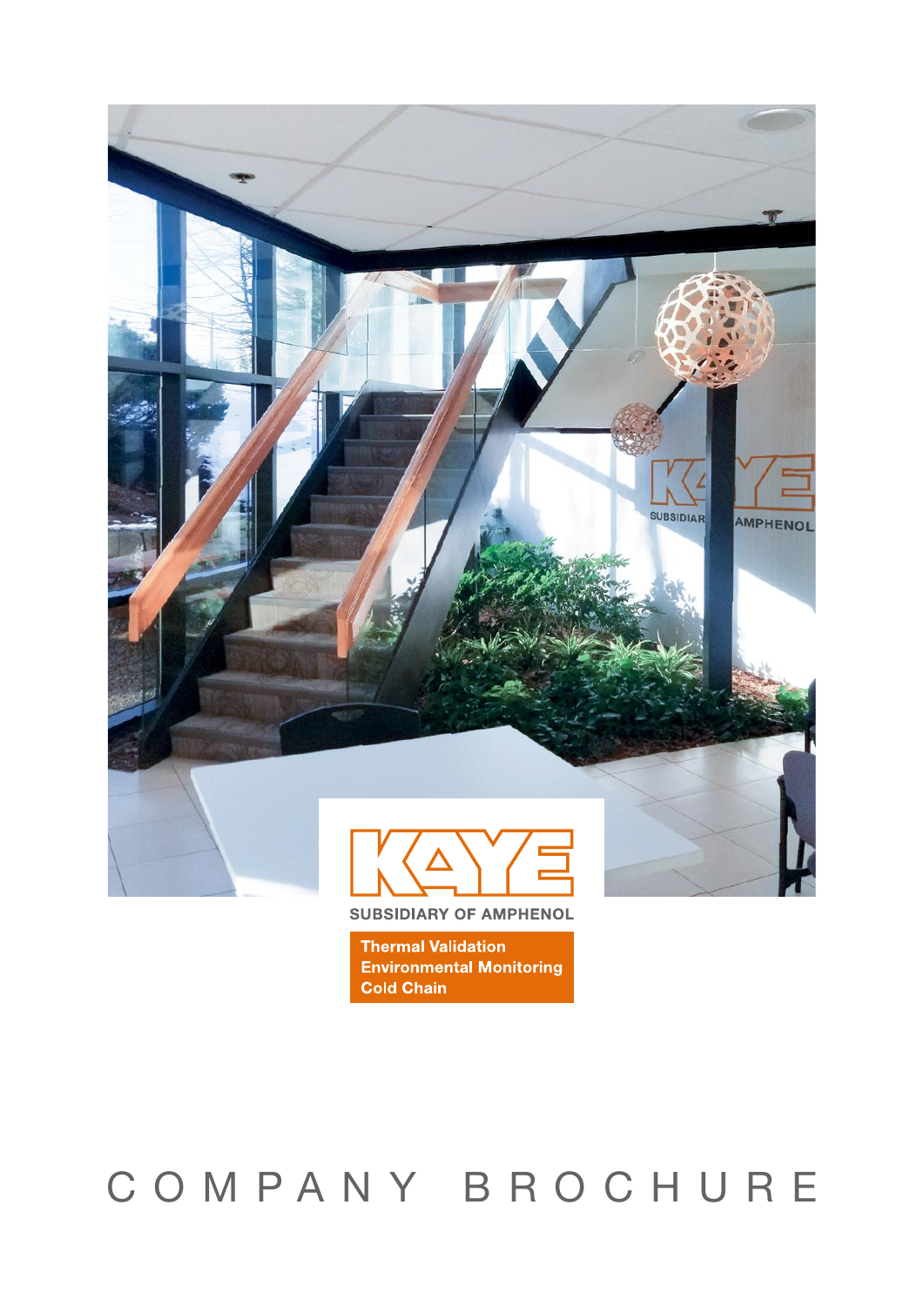KAYE

SUBSIDIARY OF AMPHENOL

**Thermal Validation**
**Environmental Monitoring**
**Cold Chain**

# COMPANY BROCHURE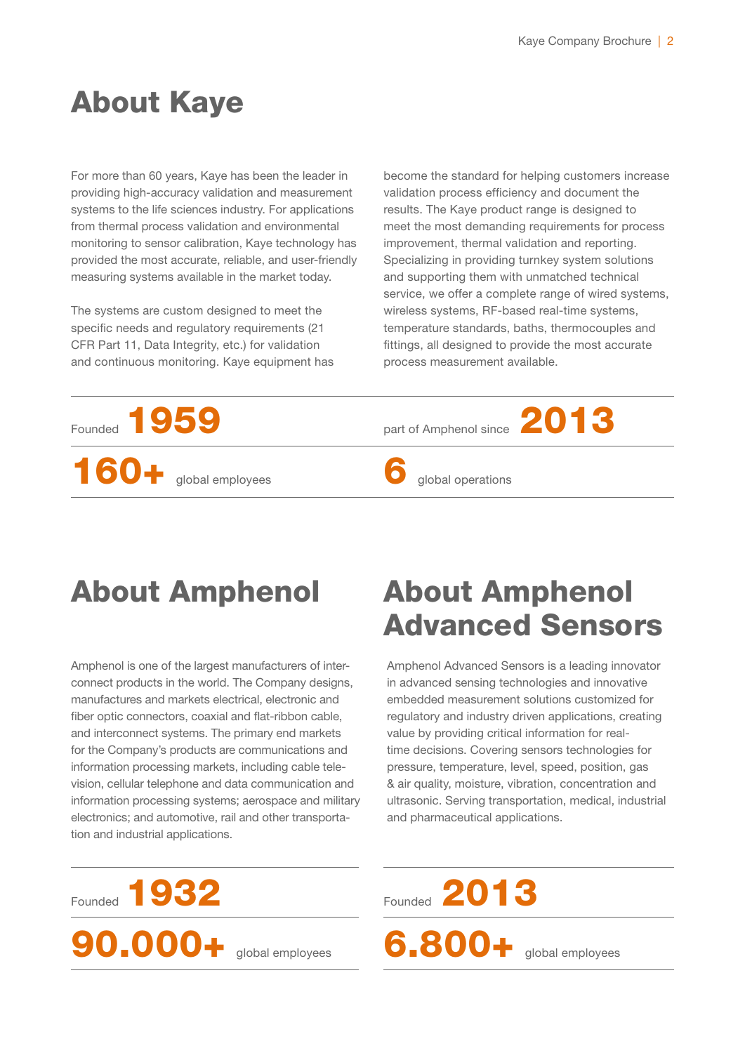# About Kaye

For more than 60 years, Kaye has been the leader in providing high-accuracy validation and measurement systems to the life sciences industry. For applications from thermal process validation and environmental monitoring to sensor calibration, Kaye technology has provided the most accurate, reliable, and user-friendly measuring systems available in the market today.

The systems are custom designed to meet the specific needs and regulatory requirements (21 CFR Part 11, Data Integrity, etc.) for validation and continuous monitoring. Kaye equipment has become the standard for helping customers increase validation process efficiency and document the results. The Kaye product range is designed to meet the most demanding requirements for process improvement, thermal validation and reporting. Specializing in providing turnkey system solutions and supporting them with unmatched technical service, we offer a complete range of wired systems, wireless systems, RF-based real-time systems, temperature standards, baths, thermocouples and fittings, all designed to provide the most accurate process measurement available.

Founded **1959**

part of Amphenol since **2013**

**160+** global employees

**6** global operations

# About Amphenol

Amphenol is one of the largest manufacturers of interconnect products in the world. The Company designs, manufactures and markets electrical, electronic and fiber optic connectors, coaxial and flat-ribbon cable, and interconnect systems. The primary end markets for the Company's products are communications and information processing markets, including cable television, cellular telephone and data communication and information processing systems; aerospace and military electronics; and automotive, rail and other transportation and industrial applications.

Founded **1932**

**90.000+** global employees

# About Amphenol Advanced Sensors

Amphenol Advanced Sensors is a leading innovator in advanced sensing technologies and innovative embedded measurement solutions customized for regulatory and industry driven applications, creating value by providing critical information for real-time decisions. Covering sensors technologies for pressure, temperature, level, speed, position, gas & air quality, moisture, vibration, concentration and ultrasonic. Serving transportation, medical, industrial and pharmaceutical applications.

Founded **2013**

**6.800+** global employees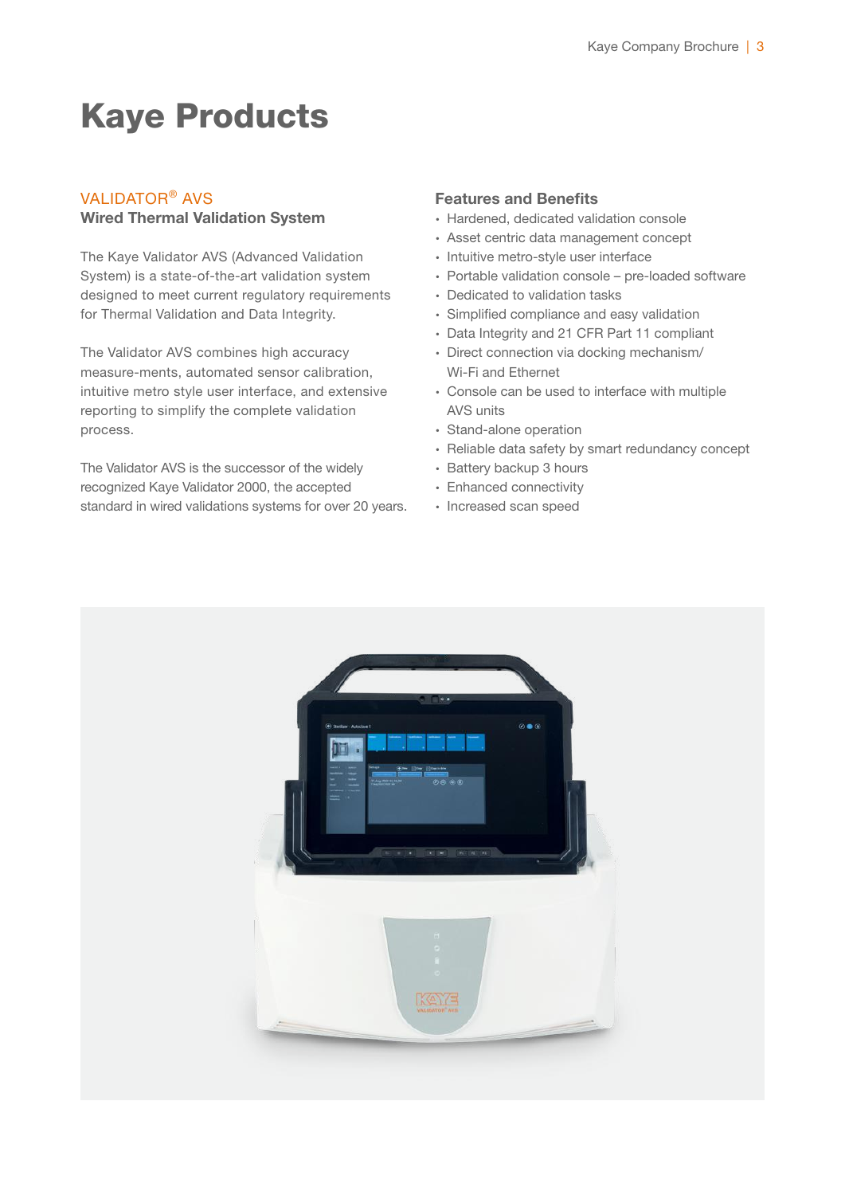# Kaye Products

## VALIDATOR® AVS
**Wired Thermal Validation System**

The Kaye Validator AVS (Advanced Validation System) is a state-of-the-art validation system designed to meet current regulatory requirements for Thermal Validation and Data Integrity.

The Validator AVS combines high accuracy measure-ments, automated sensor calibration, intuitive metro style user interface, and extensive reporting to simplify the complete validation process.

The Validator AVS is the successor of the widely recognized Kaye Validator 2000, the accepted standard in wired validations systems for over 20 years.

### Features and Benefits

- Hardened, dedicated validation console
- Asset centric data management concept
- Intuitive metro-style user interface
- Portable validation console – pre-loaded software
- Dedicated to validation tasks
- Simplified compliance and easy validation
- Data Integrity and 21 CFR Part 11 compliant
- Direct connection via docking mechanism/ Wi-Fi and Ethernet
- Console can be used to interface with multiple AVS units
- Stand-alone operation
- Reliable data safety by smart redundancy concept
- Battery backup 3 hours
- Enhanced connectivity
- Increased scan speed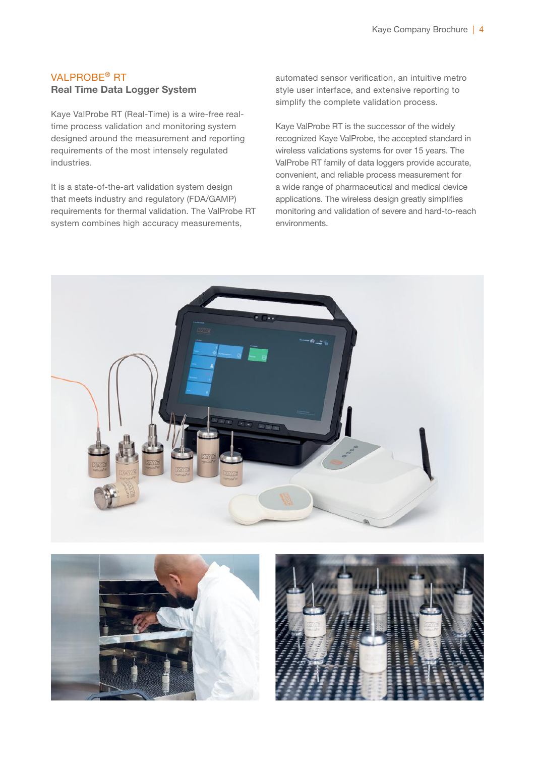## VALPROBE® RT
### Real Time Data Logger System

Kaye ValProbe RT (Real-Time) is a wire-free real-time process validation and monitoring system designed around the measurement and reporting requirements of the most intensely regulated industries.

It is a state-of-the-art validation system design that meets industry and regulatory (FDA/GAMP) requirements for thermal validation. The ValProbe RT system combines high accuracy measurements, automated sensor verification, an intuitive metro style user interface, and extensive reporting to simplify the complete validation process.

Kaye ValProbe RT is the successor of the widely recognized Kaye ValProbe, the accepted standard in wireless validations systems for over 15 years. The ValProbe RT family of data loggers provide accurate, convenient, and reliable process measurement for a wide range of pharmaceutical and medical device applications. The wireless design greatly simplifies monitoring and validation of severe and hard-to-reach environments.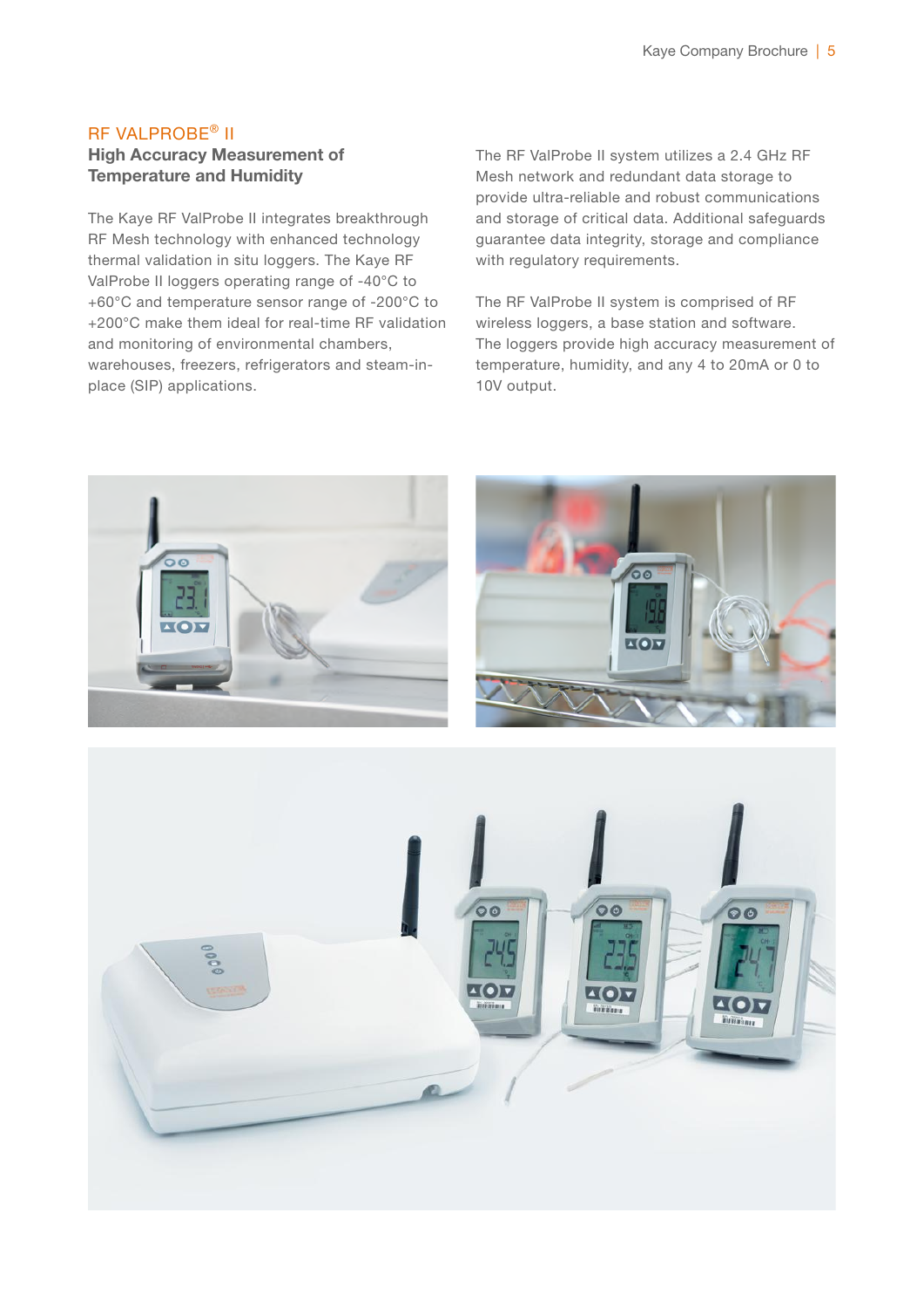## RF VALPROBE® II

### High Accuracy Measurement of Temperature and Humidity

The Kaye RF ValProbe II integrates breakthrough RF Mesh technology with enhanced technology thermal validation in situ loggers. The Kaye RF ValProbe II loggers operating range of -40°C to +60°C and temperature sensor range of -200°C to +200°C make them ideal for real-time RF validation and monitoring of environmental chambers, warehouses, freezers, refrigerators and steam-in-place (SIP) applications.

The RF ValProbe II system utilizes a 2.4 GHz RF Mesh network and redundant data storage to provide ultra-reliable and robust communications and storage of critical data. Additional safeguards guarantee data integrity, storage and compliance with regulatory requirements.

The RF ValProbe II system is comprised of RF wireless loggers, a base station and software. The loggers provide high accuracy measurement of temperature, humidity, and any 4 to 20mA or 0 to 10V output.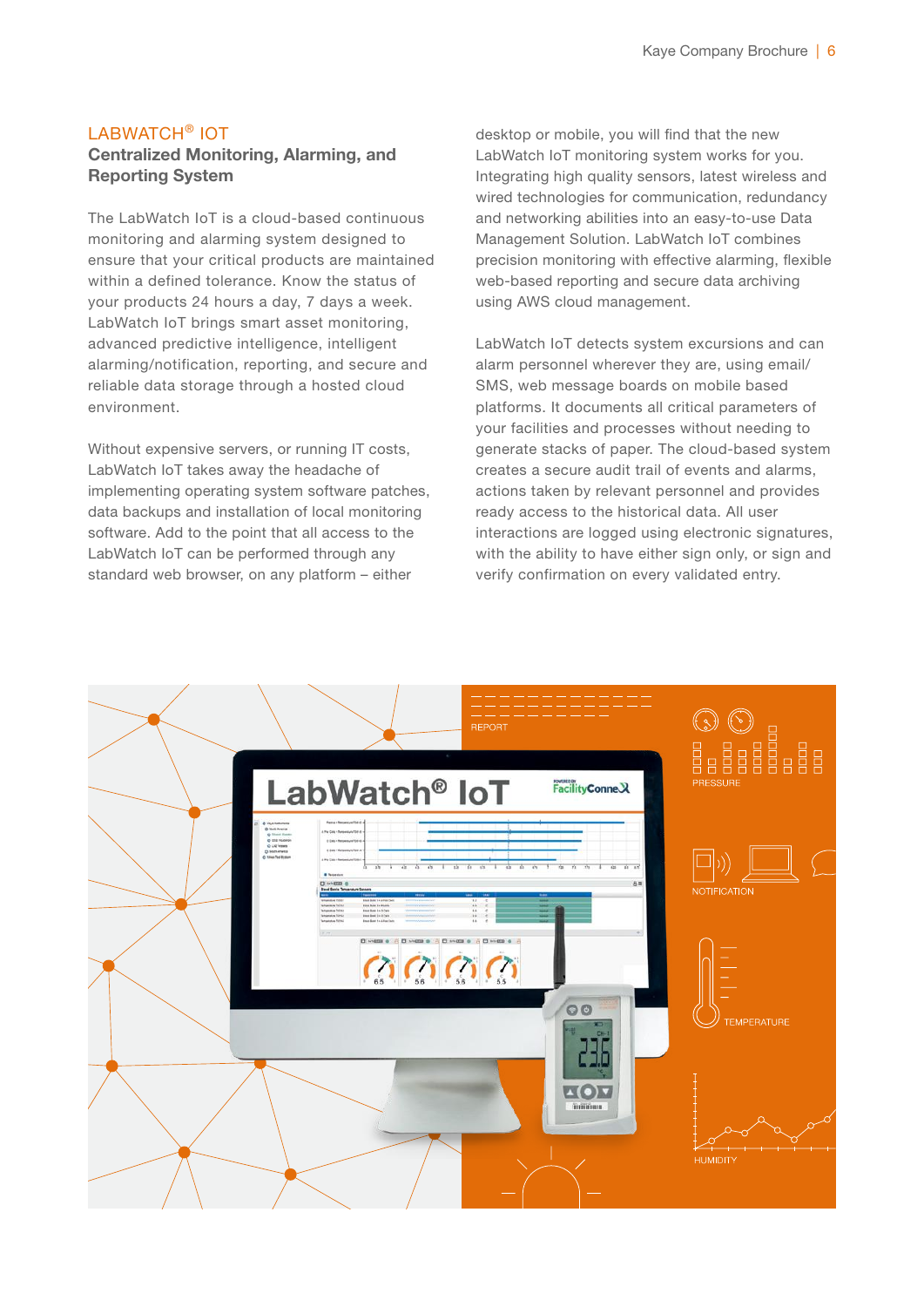## LABWATCH® IOT

### Centralized Monitoring, Alarming, and Reporting System

The LabWatch IoT is a cloud-based continuous monitoring and alarming system designed to ensure that your critical products are maintained within a defined tolerance. Know the status of your products 24 hours a day, 7 days a week. LabWatch IoT brings smart asset monitoring, advanced predictive intelligence, intelligent alarming/notification, reporting, and secure and reliable data storage through a hosted cloud environment.

Without expensive servers, or running IT costs, LabWatch IoT takes away the headache of implementing operating system software patches, data backups and installation of local monitoring software. Add to the point that all access to the LabWatch IoT can be performed through any standard web browser, on any platform – either desktop or mobile, you will find that the new LabWatch IoT monitoring system works for you. Integrating high quality sensors, latest wireless and wired technologies for communication, redundancy and networking abilities into an easy-to-use Data Management Solution. LabWatch IoT combines precision monitoring with effective alarming, flexible web-based reporting and secure data archiving using AWS cloud management.

LabWatch IoT detects system excursions and can alarm personnel wherever they are, using email/SMS, web message boards on mobile based platforms. It documents all critical parameters of your facilities and processes without needing to generate stacks of paper. The cloud-based system creates a secure audit trail of events and alarms, actions taken by relevant personnel and provides ready access to the historical data. All user interactions are logged using electronic signatures, with the ability to have either sign only, or sign and verify confirmation on every validated entry.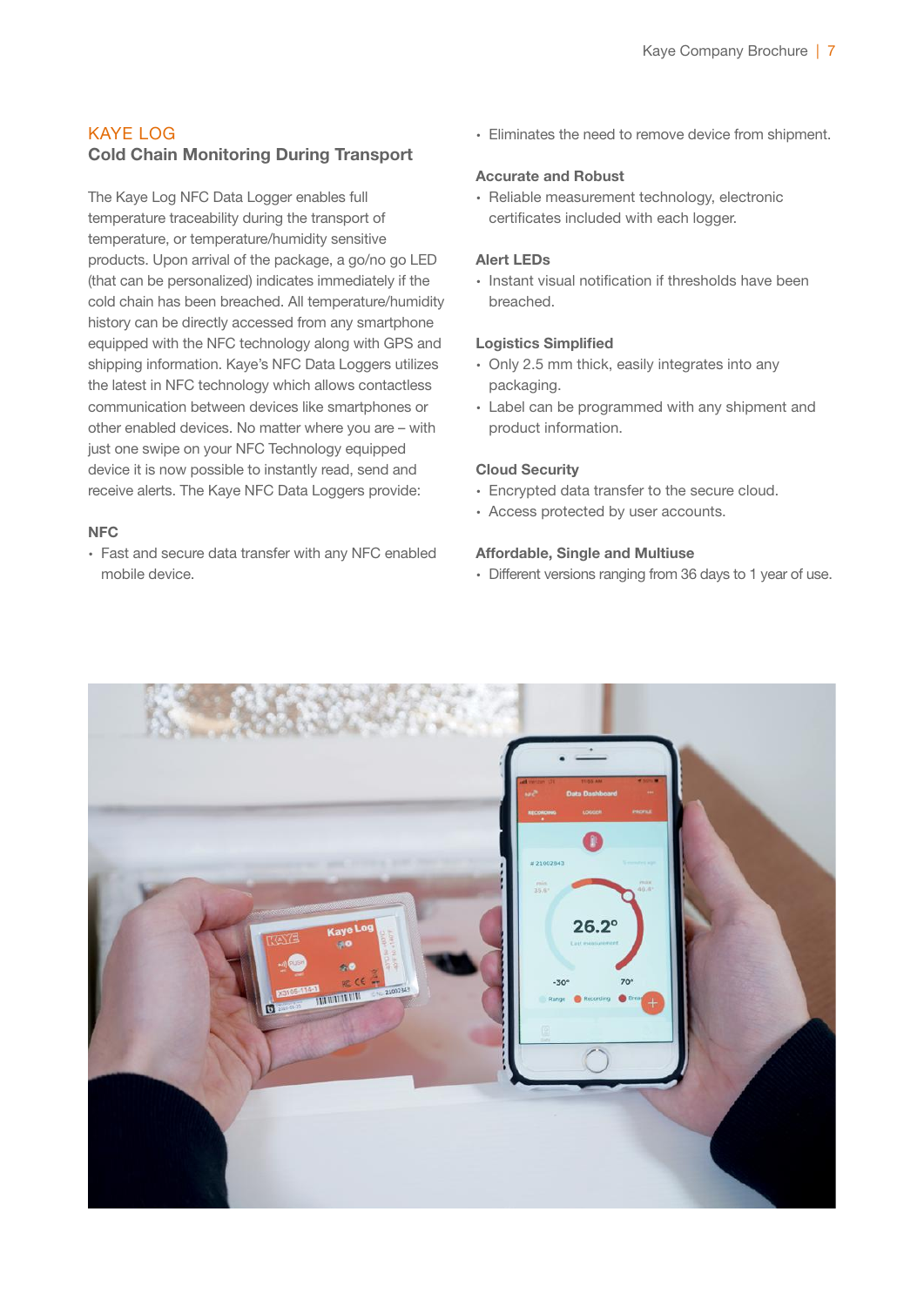## KAYE LOG

### Cold Chain Monitoring During Transport

The Kaye Log NFC Data Logger enables full temperature traceability during the transport of temperature, or temperature/humidity sensitive products. Upon arrival of the package, a go/no go LED (that can be personalized) indicates immediately if the cold chain has been breached. All temperature/humidity history can be directly accessed from any smartphone equipped with the NFC technology along with GPS and shipping information. Kaye's NFC Data Loggers utilizes the latest in NFC technology which allows contactless communication between devices like smartphones or other enabled devices. No matter where you are – with just one swipe on your NFC Technology equipped device it is now possible to instantly read, send and receive alerts. The Kaye NFC Data Loggers provide:

**NFC**

- Fast and secure data transfer with any NFC enabled mobile device.
- Eliminates the need to remove device from shipment.

**Accurate and Robust**

- Reliable measurement technology, electronic certificates included with each logger.

**Alert LEDs**

- Instant visual notification if thresholds have been breached.

**Logistics Simplified**

- Only 2.5 mm thick, easily integrates into any packaging.
- Label can be programmed with any shipment and product information.

**Cloud Security**

- Encrypted data transfer to the secure cloud.
- Access protected by user accounts.

**Affordable, Single and Multiuse**

- Different versions ranging from 36 days to 1 year of use.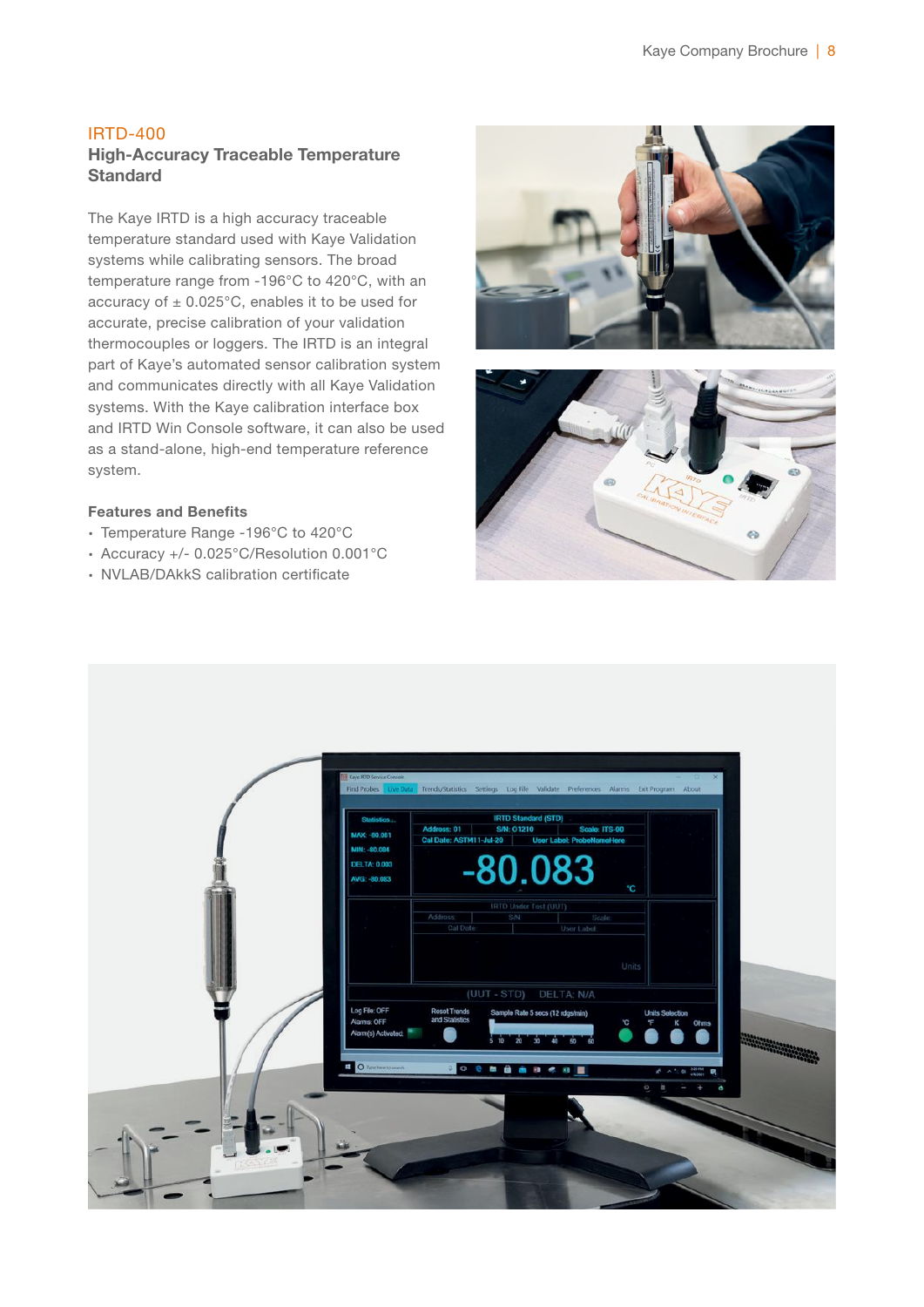IRTD-400

## High-Accuracy Traceable Temperature Standard

The Kaye IRTD is a high accuracy traceable temperature standard used with Kaye Validation systems while calibrating sensors. The broad temperature range from -196°C to 420°C, with an accuracy of ± 0.025°C, enables it to be used for accurate, precise calibration of your validation thermocouples or loggers. The IRTD is an integral part of Kaye's automated sensor calibration system and communicates directly with all Kaye Validation systems. With the Kaye calibration interface box and IRTD Win Console software, it can also be used as a stand-alone, high-end temperature reference system.

### Features and Benefits

- Temperature Range -196°C to 420°C
- Accuracy +/- 0.025°C/Resolution 0.001°C
- NVLAB/DAkkS calibration certificate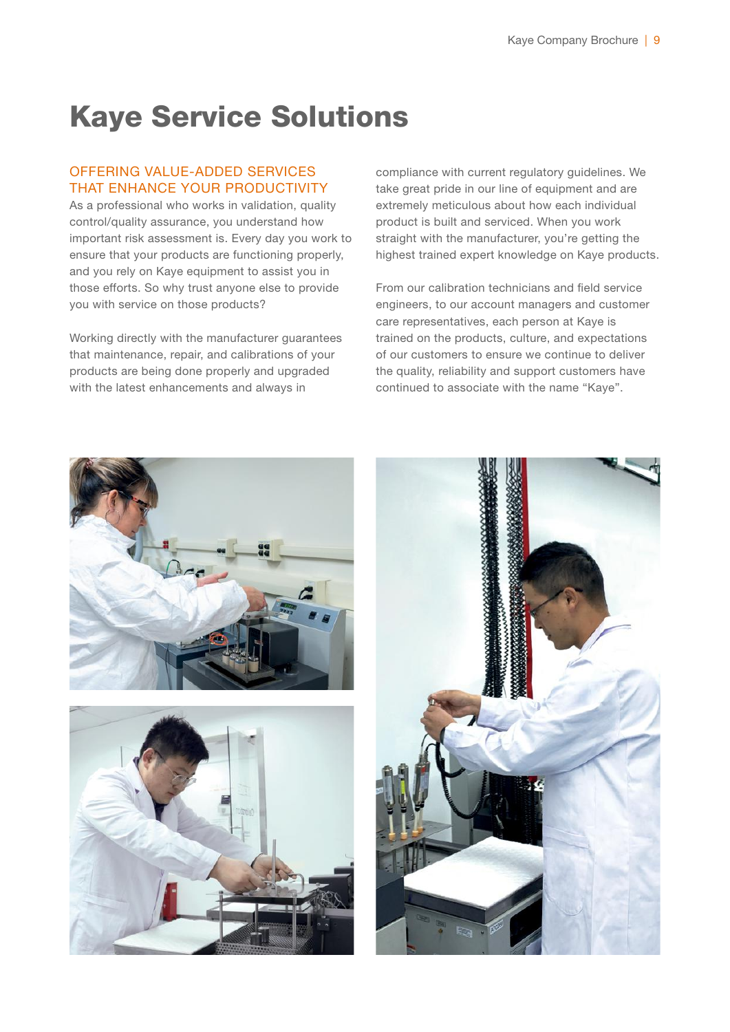# Kaye Service Solutions

## OFFERING VALUE-ADDED SERVICES THAT ENHANCE YOUR PRODUCTIVITY

As a professional who works in validation, quality control/quality assurance, you understand how important risk assessment is. Every day you work to ensure that your products are functioning properly, and you rely on Kaye equipment to assist you in those efforts. So why trust anyone else to provide you with service on those products?

Working directly with the manufacturer guarantees that maintenance, repair, and calibrations of your products are being done properly and upgraded with the latest enhancements and always in compliance with current regulatory guidelines. We take great pride in our line of equipment and are extremely meticulous about how each individual product is built and serviced. When you work straight with the manufacturer, you're getting the highest trained expert knowledge on Kaye products.

From our calibration technicians and field service engineers, to our account managers and customer care representatives, each person at Kaye is trained on the products, culture, and expectations of our customers to ensure we continue to deliver the quality, reliability and support customers have continued to associate with the name "Kaye".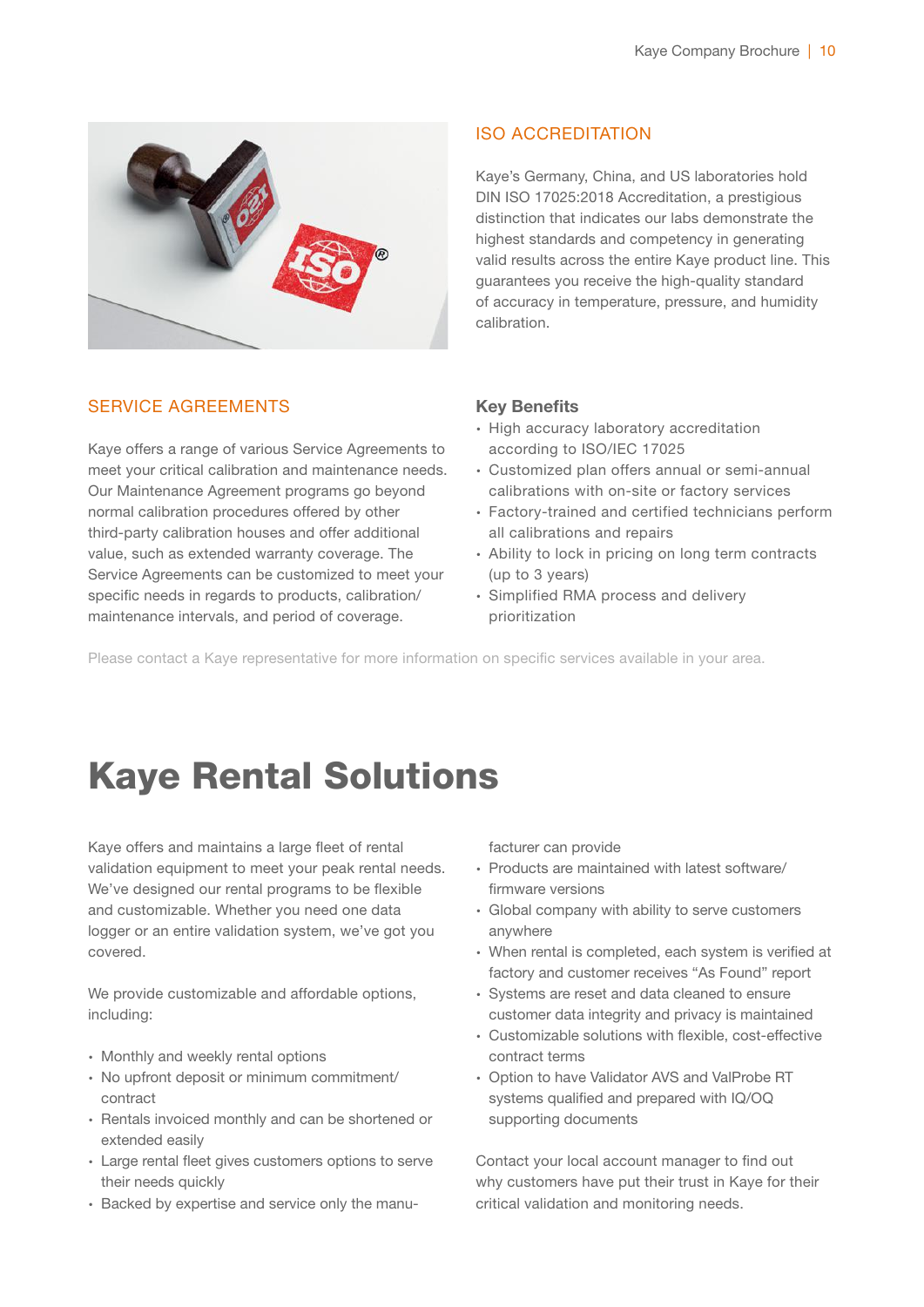## ISO ACCREDITATION

Kaye's Germany, China, and US laboratories hold DIN ISO 17025:2018 Accreditation, a prestigious distinction that indicates our labs demonstrate the highest standards and competency in generating valid results across the entire Kaye product line. This guarantees you receive the high-quality standard of accuracy in temperature, pressure, and humidity calibration.

## SERVICE AGREEMENTS

Kaye offers a range of various Service Agreements to meet your critical calibration and maintenance needs. Our Maintenance Agreement programs go beyond normal calibration procedures offered by other third-party calibration houses and offer additional value, such as extended warranty coverage. The Service Agreements can be customized to meet your specific needs in regards to products, calibration/maintenance intervals, and period of coverage.

### Key Benefits

- High accuracy laboratory accreditation according to ISO/IEC 17025
- Customized plan offers annual or semi-annual calibrations with on-site or factory services
- Factory-trained and certified technicians perform all calibrations and repairs
- Ability to lock in pricing on long term contracts (up to 3 years)
- Simplified RMA process and delivery prioritization

Please contact a Kaye representative for more information on specific services available in your area.

# Kaye Rental Solutions

Kaye offers and maintains a large fleet of rental validation equipment to meet your peak rental needs. We've designed our rental programs to be flexible and customizable. Whether you need one data logger or an entire validation system, we've got you covered.

We provide customizable and affordable options, including:

- Monthly and weekly rental options
- No upfront deposit or minimum commitment/contract
- Rentals invoiced monthly and can be shortened or extended easily
- Large rental fleet gives customers options to serve their needs quickly
- Backed by expertise and service only the manufacturer can provide
- Products are maintained with latest software/firmware versions
- Global company with ability to serve customers anywhere
- When rental is completed, each system is verified at factory and customer receives "As Found" report
- Systems are reset and data cleaned to ensure customer data integrity and privacy is maintained
- Customizable solutions with flexible, cost-effective contract terms
- Option to have Validator AVS and ValProbe RT systems qualified and prepared with IQ/OQ supporting documents

Contact your local account manager to find out why customers have put their trust in Kaye for their critical validation and monitoring needs.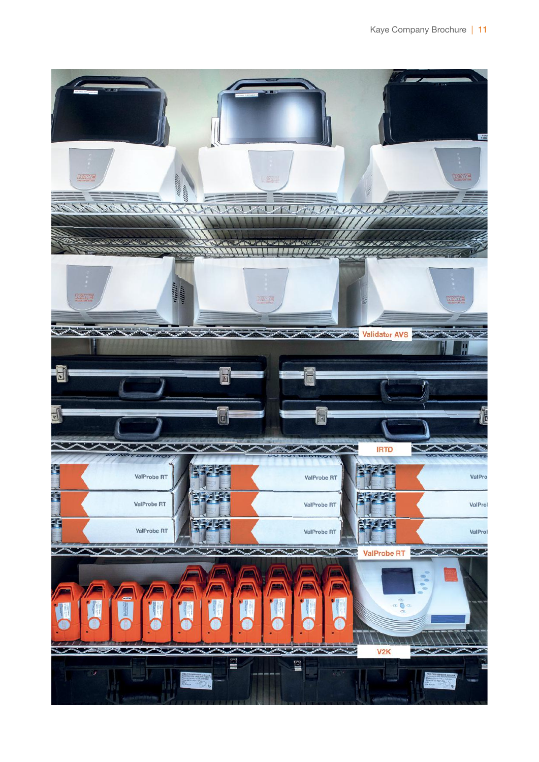Validator AVS

IRTD

ValProbe RT

V2K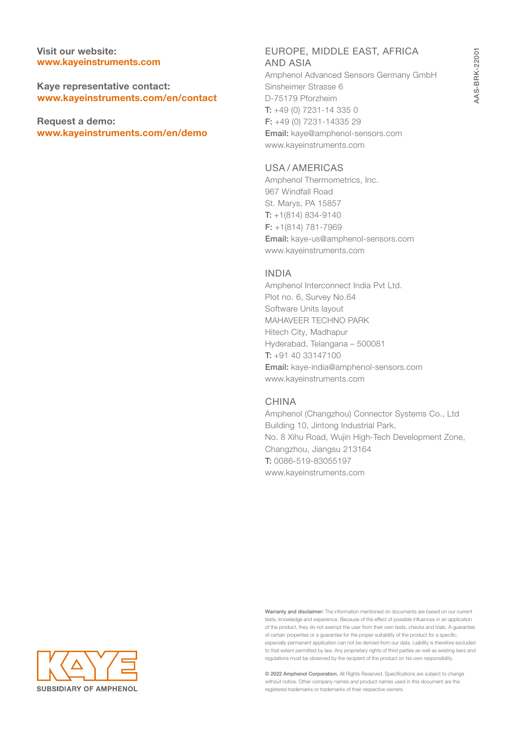**Visit our website:**
**www.kayeinstruments.com**

**Kaye representative contact:**
**www.kayeinstruments.com/en/contact**

**Request a demo:**
**www.kayeinstruments.com/en/demo**

## EUROPE, MIDDLE EAST, AFRICA AND ASIA

Amphenol Advanced Sensors Germany GmbH
Sinsheimer Strasse 6
D-75179 Pforzheim
**T:** +49 (0) 7231-14 335 0
**F:** +49 (0) 7231-14335 29
**Email:** kaye@amphenol-sensors.com
www.kayeinstruments.com

## USA / AMERICAS

Amphenol Thermometrics, Inc.
967 Windfall Road
St. Marys, PA 15857
**T:** +1(814) 834-9140
**F:** +1(814) 781-7969
**Email:** kaye-us@amphenol-sensors.com
www.kayeinstruments.com

## INDIA

Amphenol Interconnect India Pvt Ltd.
Plot no. 6, Survey No.64
Software Units layout
MAHAVEER TECHNO PARK
Hitech City, Madhapur
Hyderabad, Telangana – 500081
**T:** +91 40 33147100
**Email:** kaye-india@amphenol-sensors.com
www.kayeinstruments.com

## CHINA

Amphenol (Changzhou) Connector Systems Co., Ltd
Building 10, Jintong Industrial Park,
No. 8 Xihu Road, Wujin High-Tech Development Zone,
Changzhou, Jiangsu 213164
**T:** 0086-519-83055197
www.kayeinstruments.com

AAS-BRK-22001

KAYE
SUBSIDIARY OF AMPHENOL

**Warranty and disclaimer:** The information mentioned on documents are based on our current tests, knowledge and experience. Because of the effect of possible influences in an application of the product, they do not exempt the user from their own tests, checks and trials. A guarantee of certain properties or a guarantee for the proper suitability of the product for a specific, especially permanent application can not be derived from our data. Liability is therefore excluded to that extent permitted by law. Any proprietary rights of third parties as well as existing laws and regulations must be observed by the recipient of the product on his own responsibility.

**© 2022 Amphenol Corporation.** All Rights Reserved. Specifications are subject to change without notice. Other company names and product names used in this document are the registered trademarks or trademarks of their respective owners.